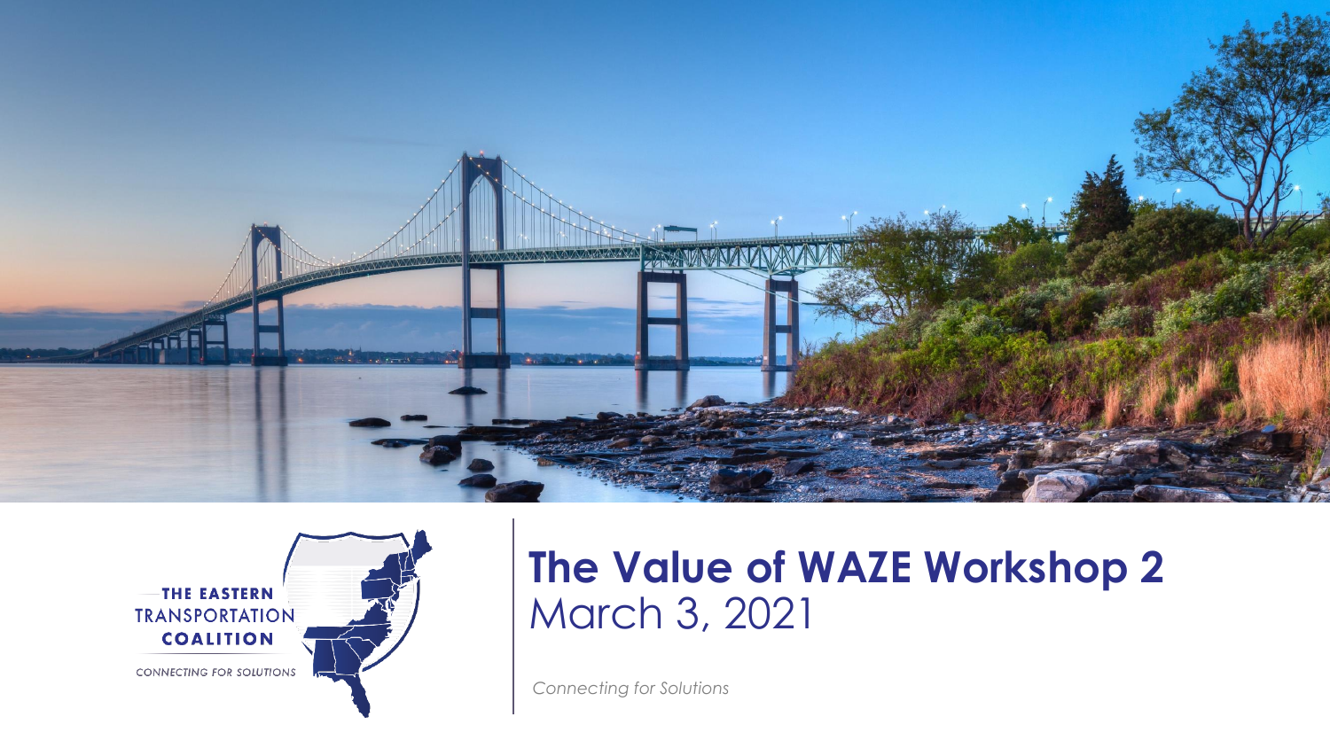THE EASTERN TRANSPORTATION COALITION

CONNECTING FOR SOLUTIONS

# The Value of WAZE Workshop 2

March 3, 2021

*Connecting for Solutions*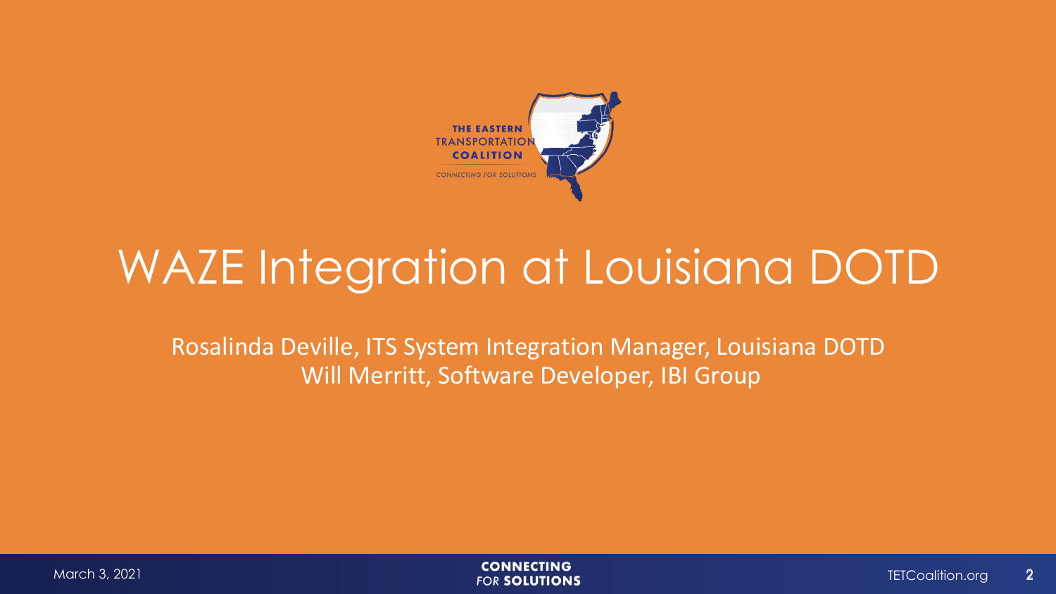# WAZE Integration at Louisiana DOTD

Rosalinda Deville, ITS System Integration Manager, Louisiana DOTD
Will Merritt, Software Developer, IBI Group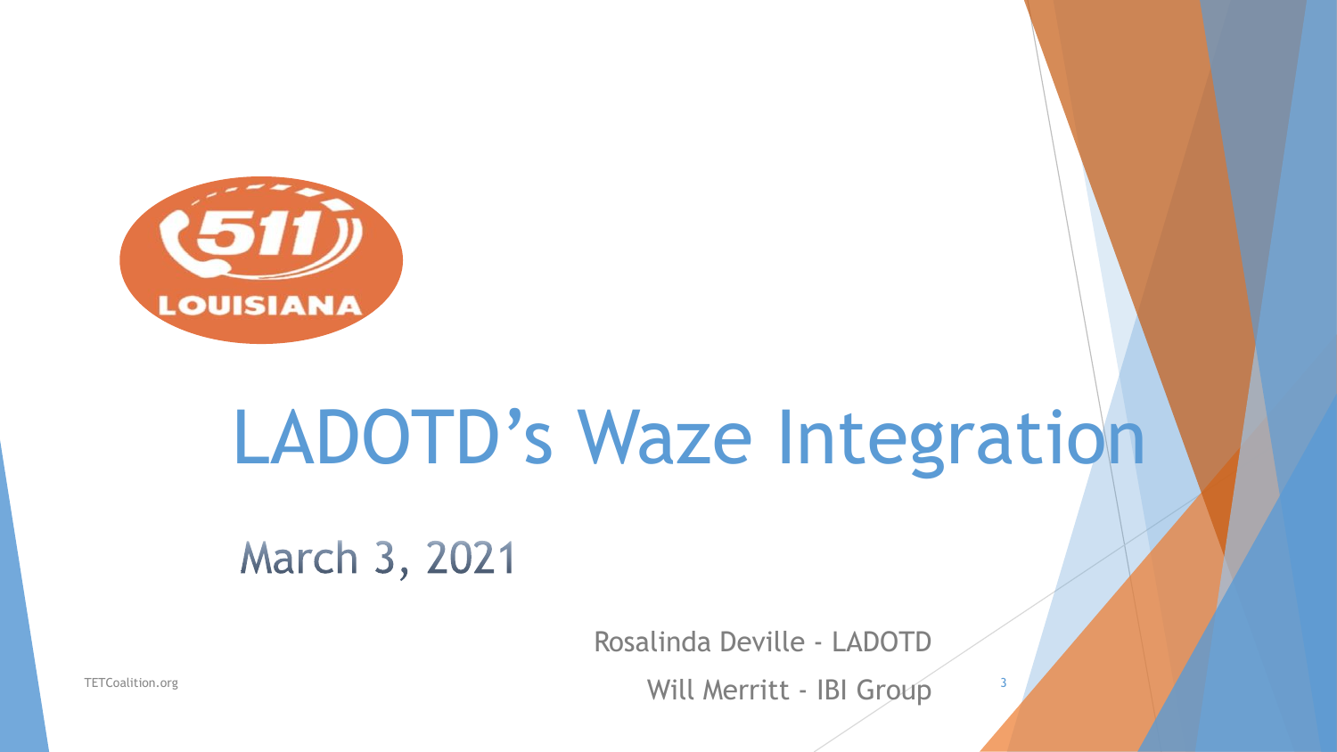# LADOTD's Waze Integration

March 3, 2021

Rosalinda Deville - LADOTD

Will Merritt - IBI Group

TETCoalition.org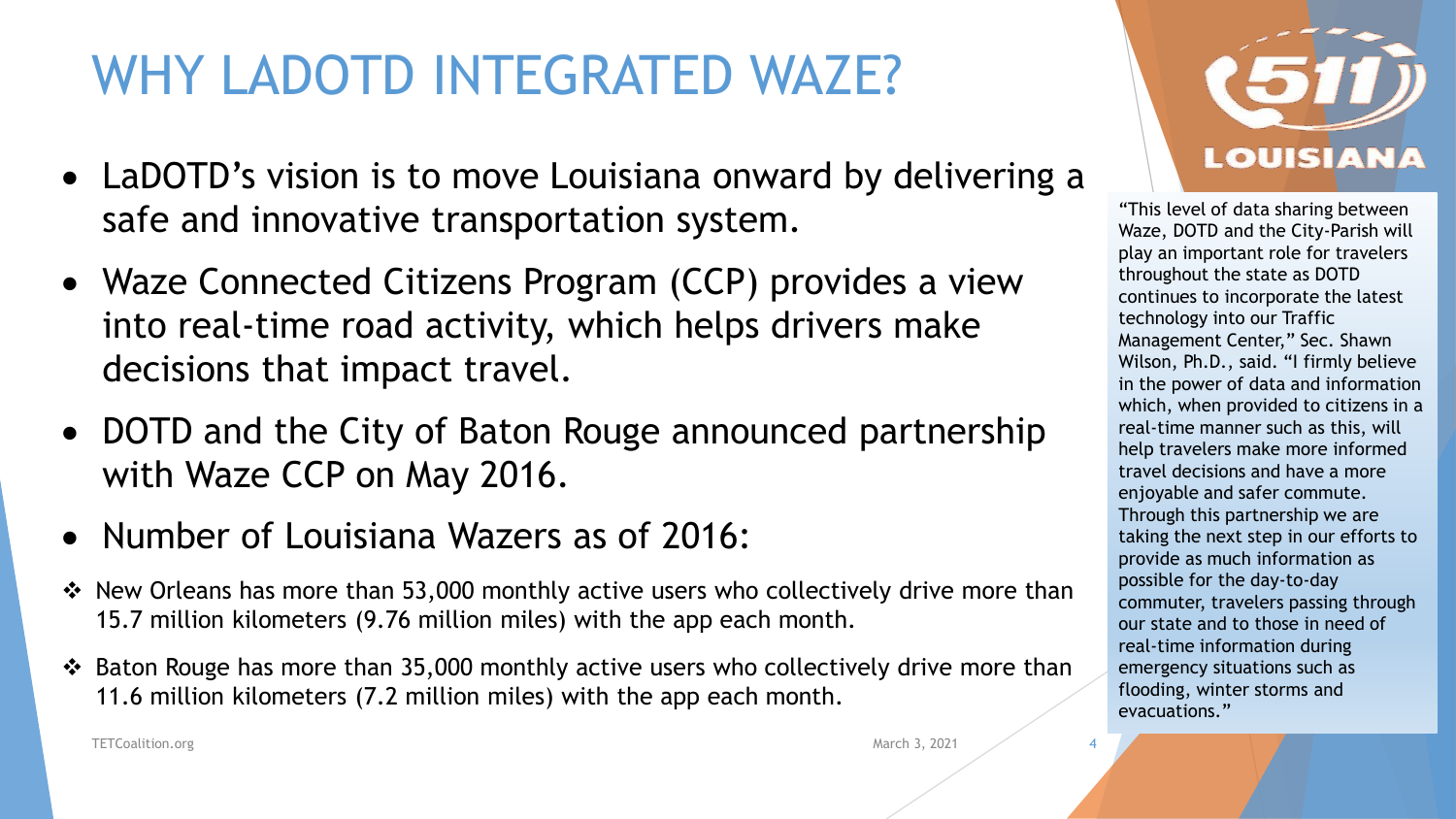# WHY LADOTD INTEGRATED WAZE?

- LaDOTD's vision is to move Louisiana onward by delivering a safe and innovative transportation system.
- Waze Connected Citizens Program (CCP) provides a view into real-time road activity, which helps drivers make decisions that impact travel.
- DOTD and the City of Baton Rouge announced partnership with Waze CCP on May 2016.
- Number of Louisiana Wazers as of 2016:

❖ New Orleans has more than 53,000 monthly active users who collectively drive more than 15.7 million kilometers (9.76 million miles) with the app each month.

❖ Baton Rouge has more than 35,000 monthly active users who collectively drive more than 11.6 million kilometers (7.2 million miles) with the app each month.

511 LOUISIANA

"This level of data sharing between Waze, DOTD and the City-Parish will play an important role for travelers throughout the state as DOTD continues to incorporate the latest technology into our Traffic Management Center," Sec. Shawn Wilson, Ph.D., said. "I firmly believe in the power of data and information which, when provided to citizens in a real-time manner such as this, will help travelers make more informed travel decisions and have a more enjoyable and safer commute. Through this partnership we are taking the next step in our efforts to provide as much information as possible for the day-to-day commuter, travelers passing through our state and to those in need of real-time information during emergency situations such as flooding, winter storms and evacuations."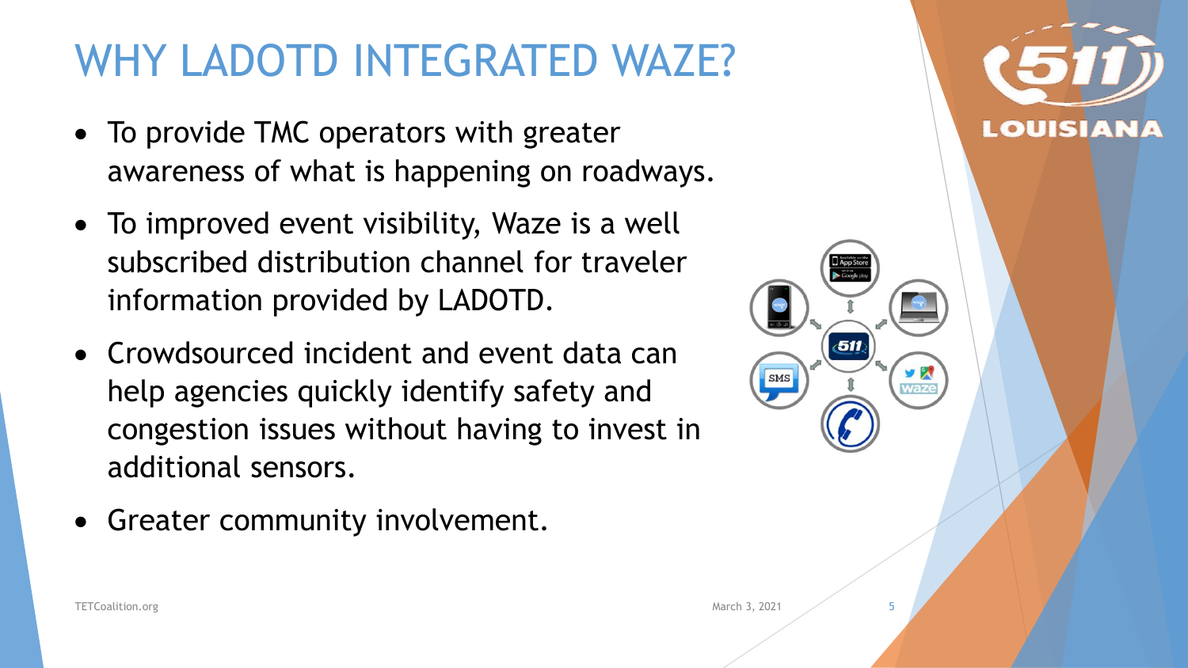# WHY LADOTD INTEGRATED WAZE?

- To provide TMC operators with greater awareness of what is happening on roadways.
- To improved event visibility, Waze is a well subscribed distribution channel for traveler information provided by LADOTD.
- Crowdsourced incident and event data can help agencies quickly identify safety and congestion issues without having to invest in additional sensors.
- Greater community involvement.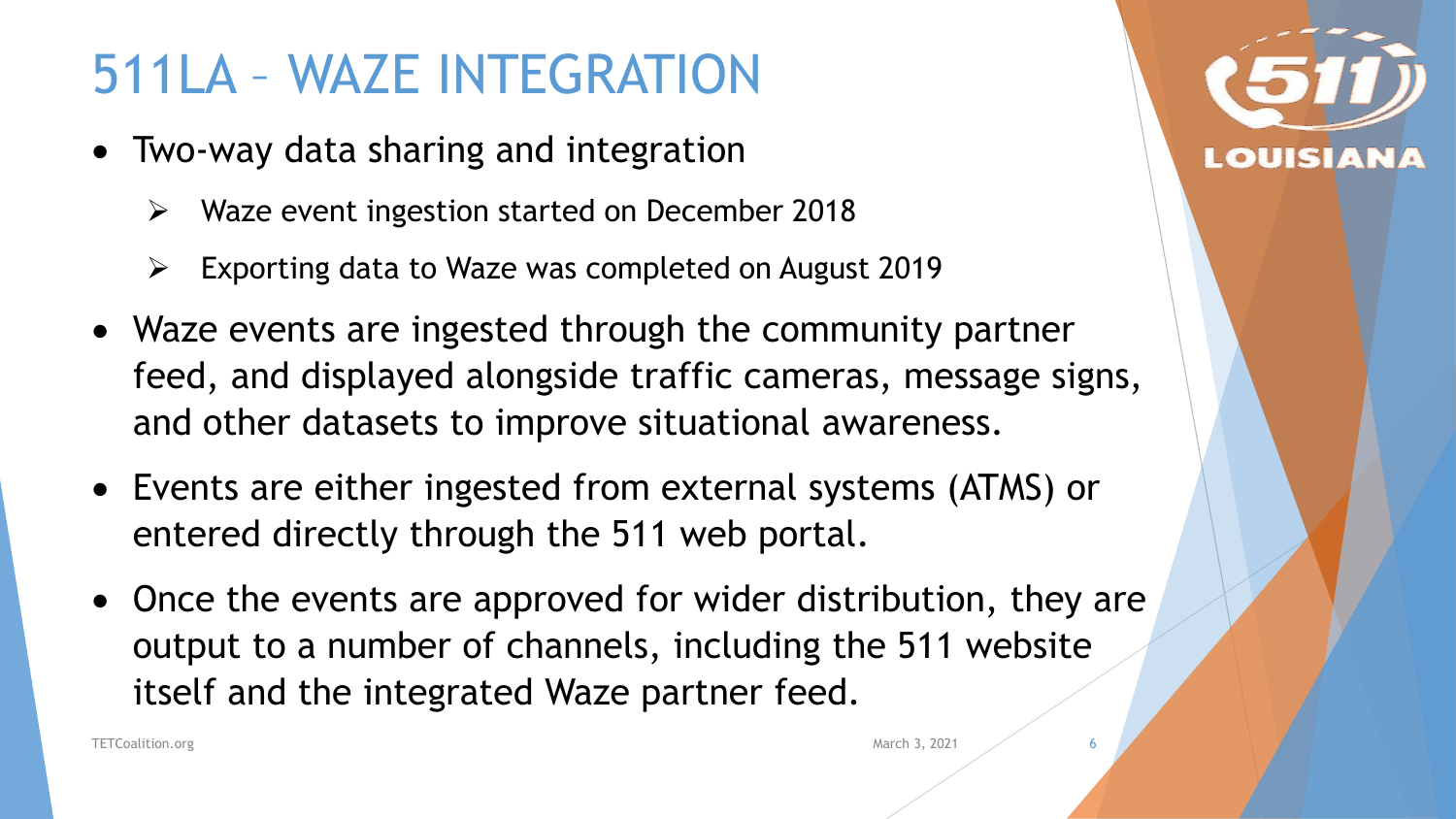# 511LA – WAZE INTEGRATION

- Two-way data sharing and integration
  - Waze event ingestion started on December 2018
  - Exporting data to Waze was completed on August 2019
- Waze events are ingested through the community partner feed, and displayed alongside traffic cameras, message signs, and other datasets to improve situational awareness.
- Events are either ingested from external systems (ATMS) or entered directly through the 511 web portal.
- Once the events are approved for wider distribution, they are output to a number of channels, including the 511 website itself and the integrated Waze partner feed.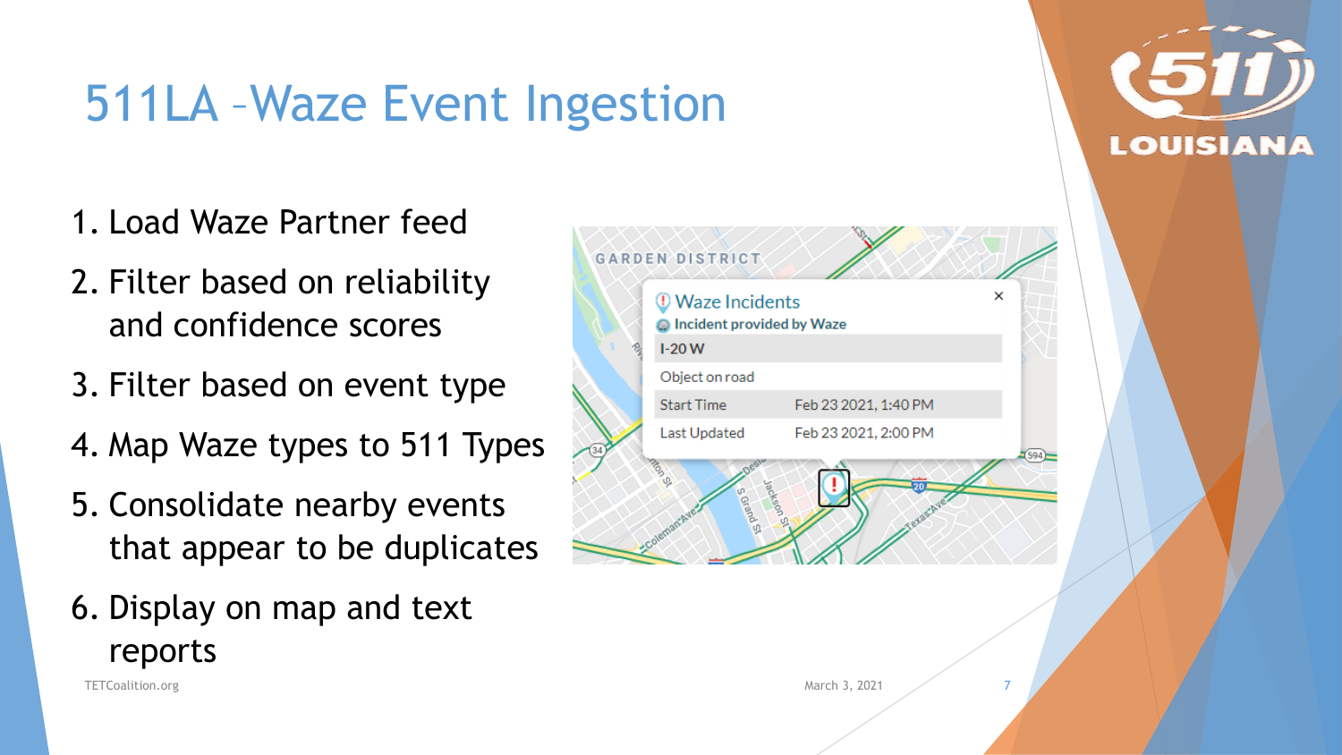# 511LA –Waze Event Ingestion

1. Load Waze Partner feed
2. Filter based on reliability and confidence scores
3. Filter based on event type
4. Map Waze types to 511 Types
5. Consolidate nearby events that appear to be duplicates
6. Display on map and text reports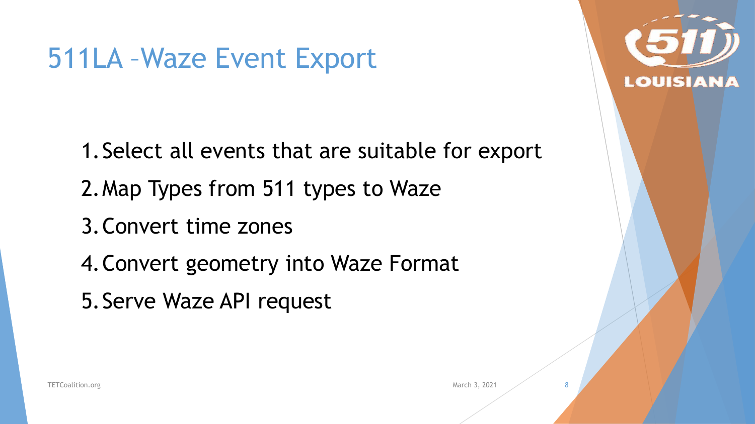# 511LA –Waze Event Export

1. Select all events that are suitable for export
2. Map Types from 511 types to Waze
3. Convert time zones
4. Convert geometry into Waze Format
5. Serve Waze API request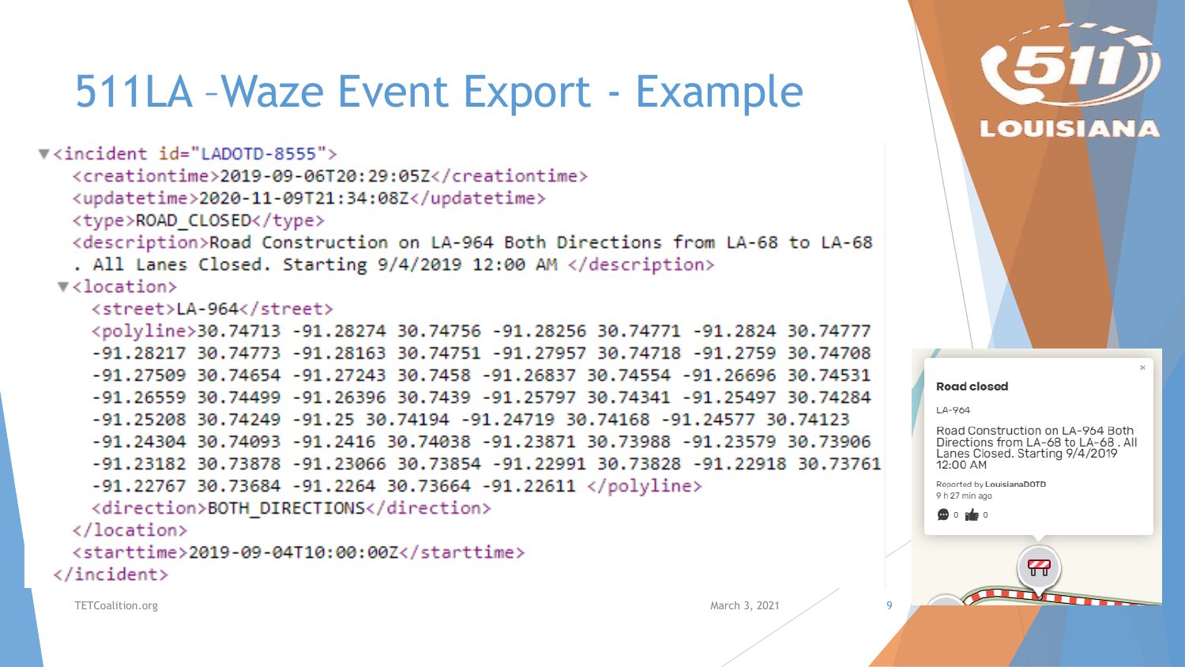# 511LA –Waze Event Export - Example

```xml
<incident id="LADOTD-8555">
  <creationtime>2019-09-06T20:29:05Z</creationtime>
  <updatetime>2020-11-09T21:34:08Z</updatetime>
  <type>ROAD_CLOSED</type>
  <description>Road Construction on LA-964 Both Directions from LA-68 to LA-68
  . All Lanes Closed. Starting 9/4/2019 12:00 AM </description>
  <location>
    <street>LA-964</street>
    <polyline>30.74713 -91.28274 30.74756 -91.28256 30.74771 -91.2824 30.74777
    -91.28217 30.74773 -91.28163 30.74751 -91.27957 30.74718 -91.2759 30.74708
    -91.27509 30.74654 -91.27243 30.7458 -91.26837 30.74554 -91.26696 30.74531
    -91.26559 30.74499 -91.26396 30.7439 -91.25797 30.74341 -91.25497 30.74284
    -91.25208 30.74249 -91.25 30.74194 -91.24719 30.74168 -91.24577 30.74123
    -91.24304 30.74093 -91.2416 30.74038 -91.23871 30.73988 -91.23579 30.73906
    -91.23182 30.73878 -91.23066 30.73854 -91.22991 30.73828 -91.22918 30.73761
    -91.22767 30.73684 -91.2264 30.73664 -91.22611 </polyline>
    <direction>BOTH_DIRECTIONS</direction>
  </location>
  <starttime>2019-09-04T10:00:00Z</starttime>
</incident>
```

**Road closed**

LA-964

Road Construction on LA-964 Both Directions from LA-68 to LA-68 . All Lanes Closed. Starting 9/4/2019 12:00 AM

Reported by LouisianaDOTD
9 h 27 min ago

0 0

TETCoalition.org

March 3, 2021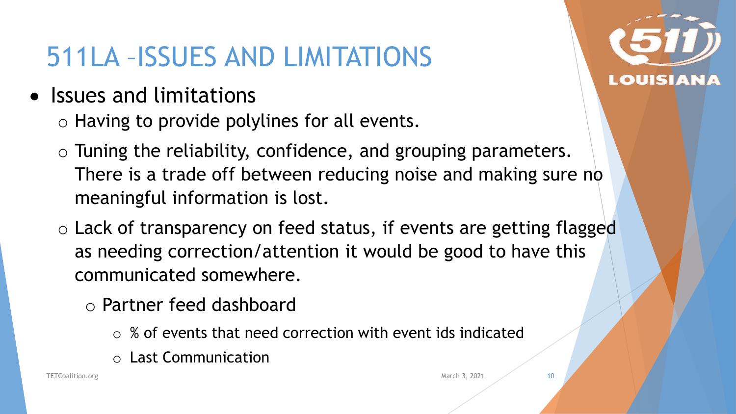# 511LA –ISSUES AND LIMITATIONS

- Issues and limitations
  - Having to provide polylines for all events.
  - Tuning the reliability, confidence, and grouping parameters. There is a trade off between reducing noise and making sure no meaningful information is lost.
  - Lack of transparency on feed status, if events are getting flagged as needing correction/attention it would be good to have this communicated somewhere.
    - Partner feed dashboard
      - % of events that need correction with event ids indicated
      - Last Communication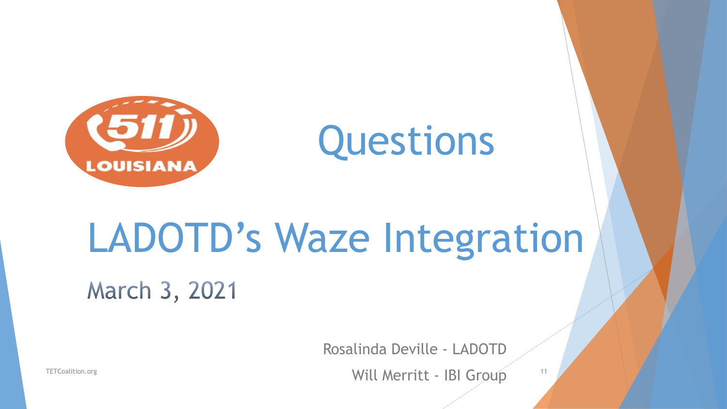# Questions

# LADOTD's Waze Integration

March 3, 2021

Rosalinda Deville - LADOTD

Will Merritt - IBI Group

TETCoalition.org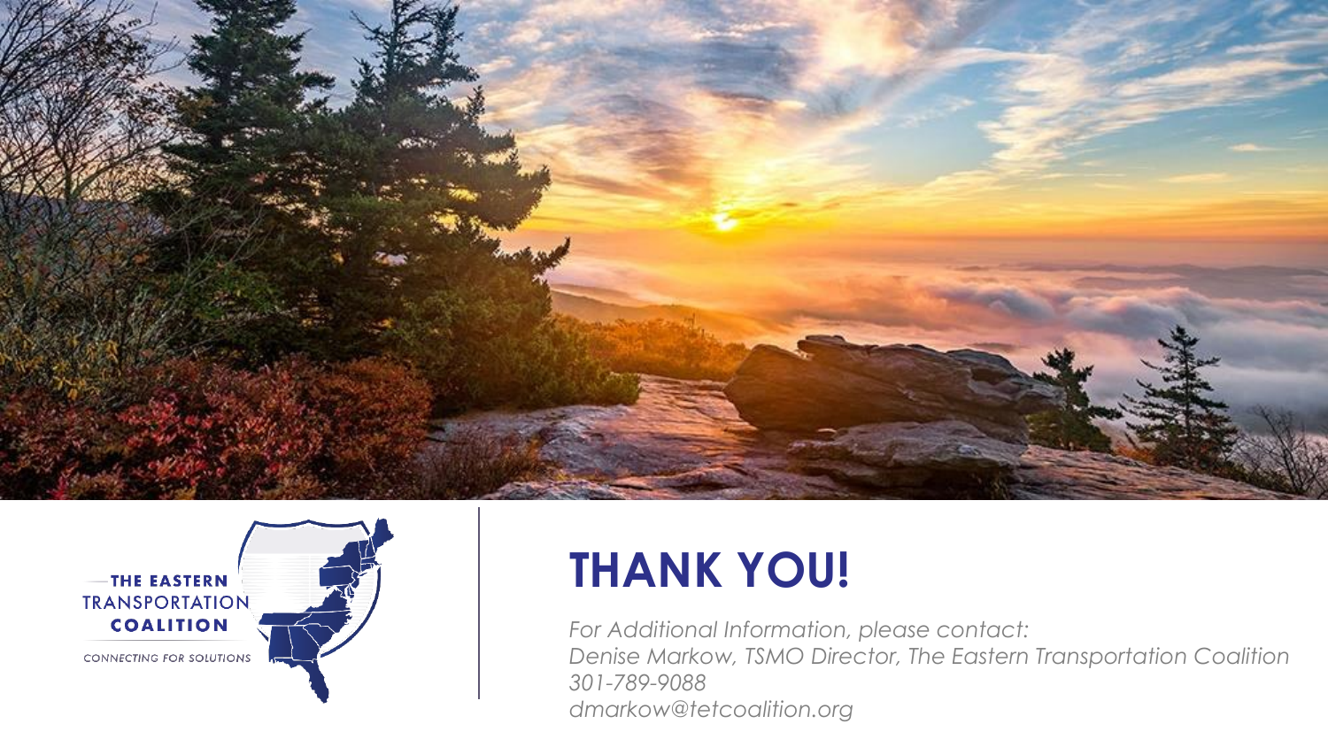THE EASTERN TRANSPORTATION COALITION

CONNECTING FOR SOLUTIONS

# THANK YOU!

*For Additional Information, please contact:*
*Denise Markow, TSMO Director, The Eastern Transportation Coalition*
*301-789-9088*
*dmarkow@tetcoalition.org*